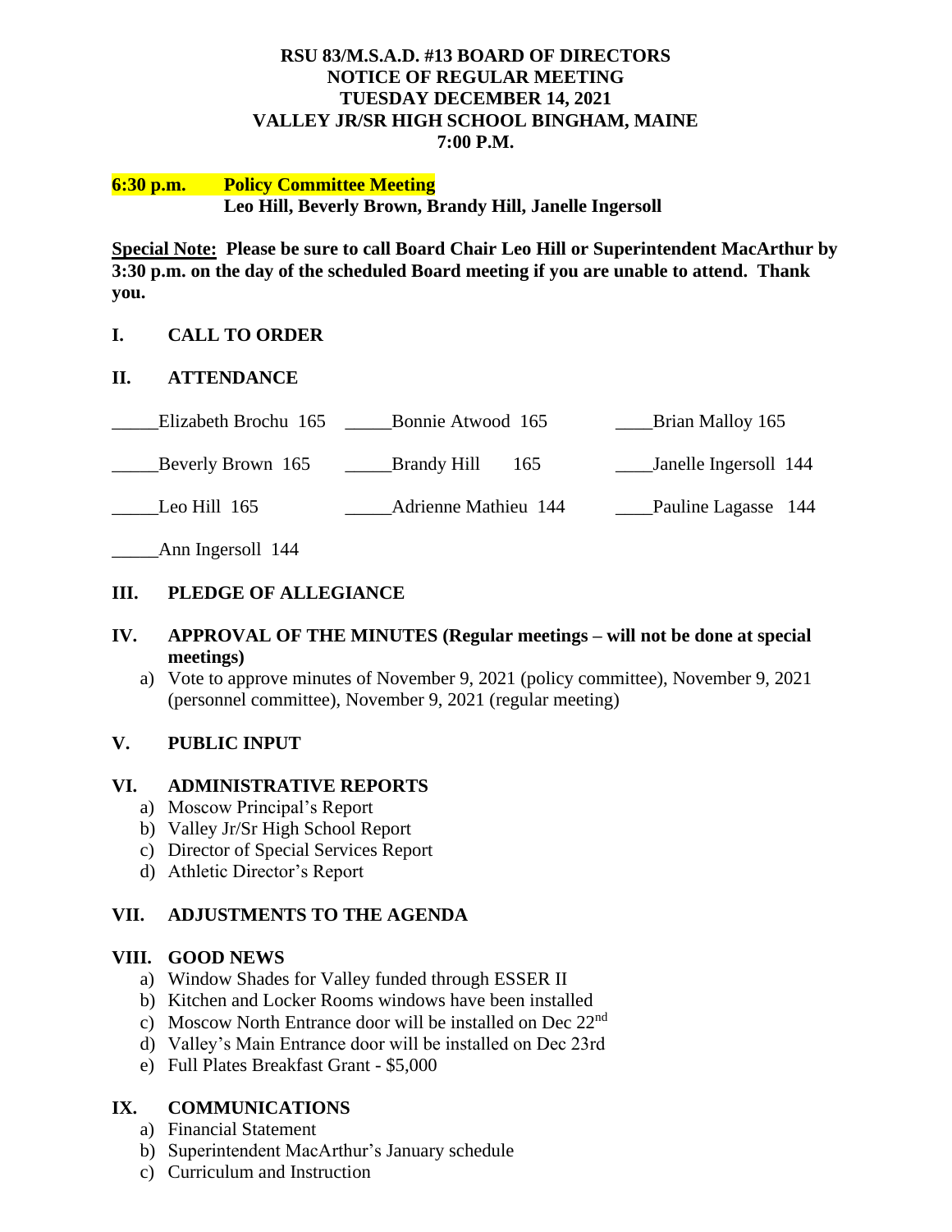**RSU 83/M.S.A.D. #13 BOARD OF DIRECTORS**
**NOTICE OF REGULAR MEETING**
**TUESDAY DECEMBER 14, 2021**
**VALLEY JR/SR HIGH SCHOOL BINGHAM, MAINE**
**7:00 P.M.**

**6:30 p.m. Policy Committee Meeting**
**Leo Hill, Beverly Brown, Brandy Hill, Janelle Ingersoll**

**Special Note: Please be sure to call Board Chair Leo Hill or Superintendent MacArthur by 3:30 p.m. on the day of the scheduled Board meeting if you are unable to attend. Thank you.**

## I. CALL TO ORDER

## II. ATTENDANCE

_____Elizabeth Brochu 165 _____Bonnie Atwood 165 ____Brian Malloy 165

_____Beverly Brown 165 _____Brandy Hill 165 ____Janelle Ingersoll 144

_____Leo Hill 165 _____Adrienne Mathieu 144 ____Pauline Lagasse 144

_____Ann Ingersoll 144

## III. PLEDGE OF ALLEGIANCE

## IV. APPROVAL OF THE MINUTES (Regular meetings – will not be done at special meetings)

a) Vote to approve minutes of November 9, 2021 (policy committee), November 9, 2021 (personnel committee), November 9, 2021 (regular meeting)

## V. PUBLIC INPUT

## VI. ADMINISTRATIVE REPORTS

a) Moscow Principal's Report
b) Valley Jr/Sr High School Report
c) Director of Special Services Report
d) Athletic Director's Report

## VII. ADJUSTMENTS TO THE AGENDA

## VIII. GOOD NEWS

a) Window Shades for Valley funded through ESSER II
b) Kitchen and Locker Rooms windows have been installed
c) Moscow North Entrance door will be installed on Dec 22nd
d) Valley's Main Entrance door will be installed on Dec 23rd
e) Full Plates Breakfast Grant - $5,000

## IX. COMMUNICATIONS

a) Financial Statement
b) Superintendent MacArthur's January schedule
c) Curriculum and Instruction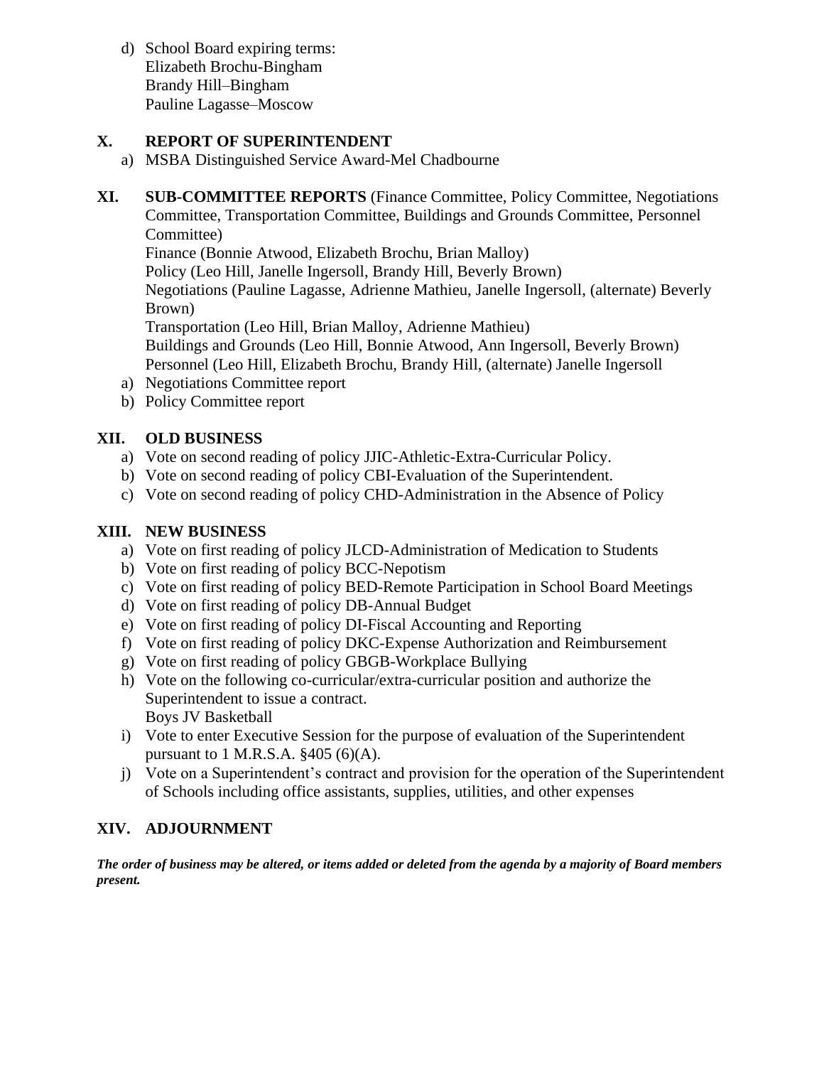d) School Board expiring terms:
   Elizabeth Brochu-Bingham
   Brandy Hill–Bingham
   Pauline Lagasse–Moscow

## X. REPORT OF SUPERINTENDENT

a) MSBA Distinguished Service Award-Mel Chadbourne

## XI. SUB-COMMITTEE REPORTS (Finance Committee, Policy Committee, Negotiations Committee, Transportation Committee, Buildings and Grounds Committee, Personnel Committee)

Finance (Bonnie Atwood, Elizabeth Brochu, Brian Malloy)
Policy (Leo Hill, Janelle Ingersoll, Brandy Hill, Beverly Brown)
Negotiations (Pauline Lagasse, Adrienne Mathieu, Janelle Ingersoll, (alternate) Beverly Brown)
Transportation (Leo Hill, Brian Malloy, Adrienne Mathieu)
Buildings and Grounds (Leo Hill, Bonnie Atwood, Ann Ingersoll, Beverly Brown)
Personnel (Leo Hill, Elizabeth Brochu, Brandy Hill, (alternate) Janelle Ingersoll

a) Negotiations Committee report
b) Policy Committee report

## XII. OLD BUSINESS

a) Vote on second reading of policy JJIC-Athletic-Extra-Curricular Policy.
b) Vote on second reading of policy CBI-Evaluation of the Superintendent.
c) Vote on second reading of policy CHD-Administration in the Absence of Policy

## XIII. NEW BUSINESS

a) Vote on first reading of policy JLCD-Administration of Medication to Students
b) Vote on first reading of policy BCC-Nepotism
c) Vote on first reading of policy BED-Remote Participation in School Board Meetings
d) Vote on first reading of policy DB-Annual Budget
e) Vote on first reading of policy DI-Fiscal Accounting and Reporting
f) Vote on first reading of policy DKC-Expense Authorization and Reimbursement
g) Vote on first reading of policy GBGB-Workplace Bullying
h) Vote on the following co-curricular/extra-curricular position and authorize the Superintendent to issue a contract.
   Boys JV Basketball
i) Vote to enter Executive Session for the purpose of evaluation of the Superintendent pursuant to 1 M.R.S.A. §405 (6)(A).
j) Vote on a Superintendent's contract and provision for the operation of the Superintendent of Schools including office assistants, supplies, utilities, and other expenses

## XIV. ADJOURNMENT

***The order of business may be altered, or items added or deleted from the agenda by a majority of Board members present.***